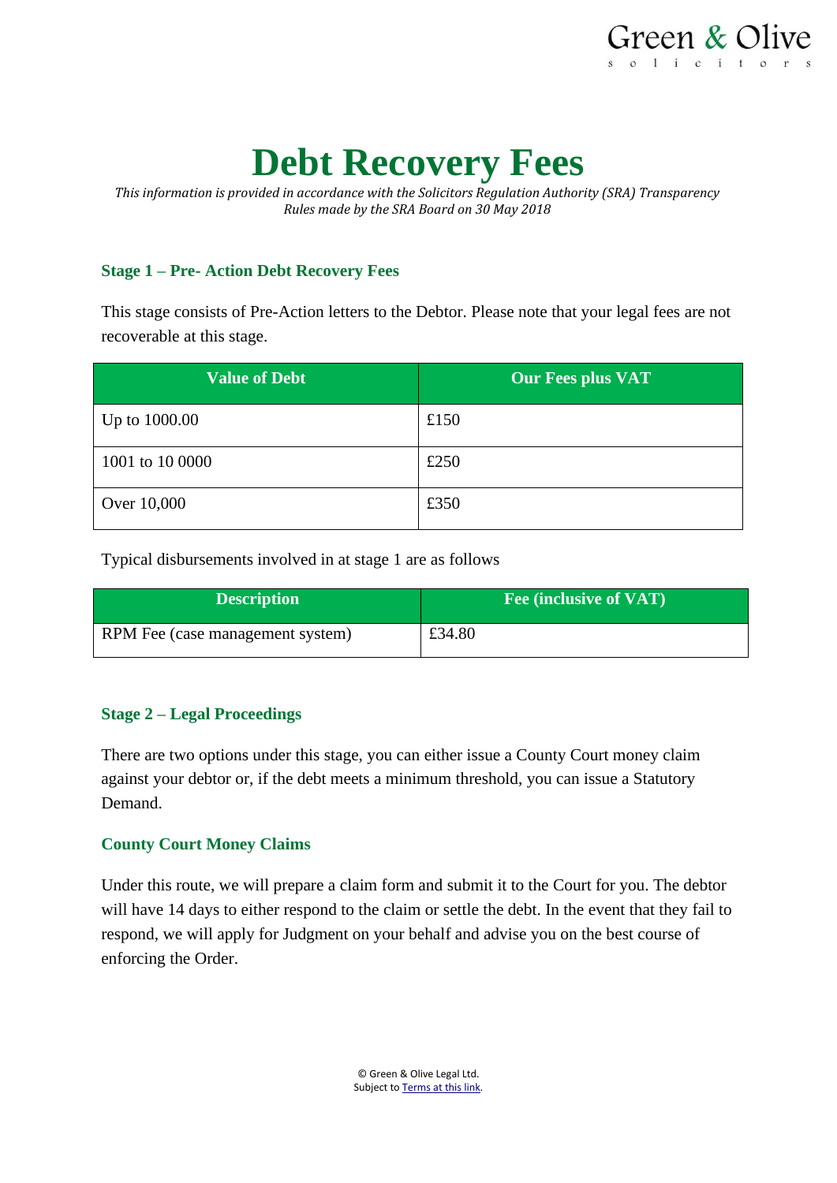Green & Olive
solicitors

# Debt Recovery Fees

*This information is provided in accordance with the Solicitors Regulation Authority (SRA) Transparency Rules made by the SRA Board on 30 May 2018*

### Stage 1 – Pre- Action Debt Recovery Fees

This stage consists of Pre-Action letters to the Debtor. Please note that your legal fees are not recoverable at this stage.

| Value of Debt | Our Fees plus VAT |
|---|---|
| Up to 1000.00 | £150 |
| 1001 to 10 0000 | £250 |
| Over 10,000 | £350 |

Typical disbursements involved in at stage 1 are as follows

| Description | Fee (inclusive of VAT) |
|---|---|
| RPM Fee (case management system) | £34.80 |

### Stage 2 – Legal Proceedings

There are two options under this stage, you can either issue a County Court money claim against your debtor or, if the debt meets a minimum threshold, you can issue a Statutory Demand.

### County Court Money Claims

Under this route, we will prepare a claim form and submit it to the Court for you. The debtor will have 14 days to either respond to the claim or settle the debt. In the event that they fail to respond, we will apply for Judgment on your behalf and advise you on the best course of enforcing the Order.

© Green & Olive Legal Ltd.
Subject to Terms at this link.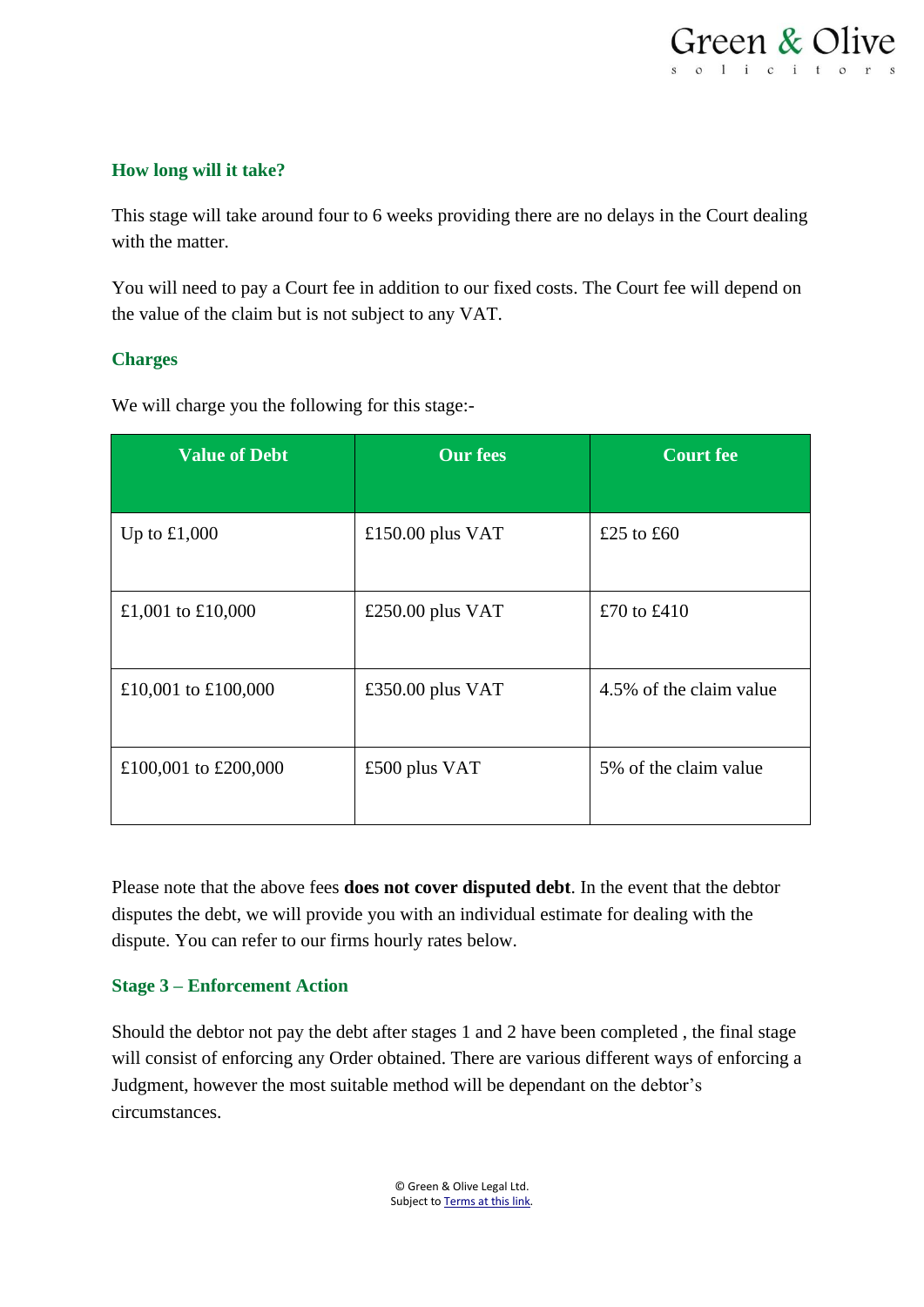### How long will it take?

This stage will take around four to 6 weeks providing there are no delays in the Court dealing with the matter.

You will need to pay a Court fee in addition to our fixed costs. The Court fee will depend on the value of the claim but is not subject to any VAT.

### Charges

We will charge you the following for this stage:-

| Value of Debt | Our fees | Court fee |
| --- | --- | --- |
| Up to £1,000 | £150.00 plus VAT | £25 to £60 |
| £1,001 to £10,000 | £250.00 plus VAT | £70 to £410 |
| £10,001 to £100,000 | £350.00 plus VAT | 4.5% of the claim value |
| £100,001 to £200,000 | £500 plus VAT | 5% of the claim value |

Please note that the above fees **does not cover disputed debt**. In the event that the debtor disputes the debt, we will provide you with an individual estimate for dealing with the dispute. You can refer to our firms hourly rates below.

### Stage 3 – Enforcement Action

Should the debtor not pay the debt after stages 1 and 2 have been completed , the final stage will consist of enforcing any Order obtained. There are various different ways of enforcing a Judgment, however the most suitable method will be dependant on the debtor's circumstances.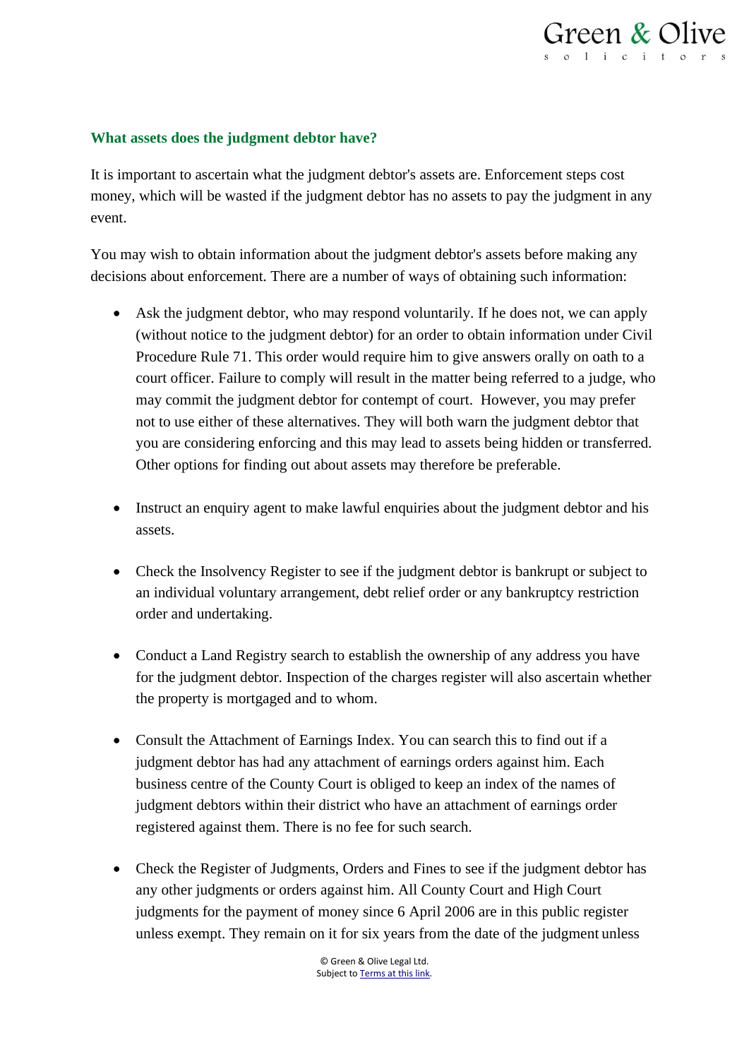## What assets does the judgment debtor have?

It is important to ascertain what the judgment debtor's assets are. Enforcement steps cost money, which will be wasted if the judgment debtor has no assets to pay the judgment in any event.

You may wish to obtain information about the judgment debtor's assets before making any decisions about enforcement. There are a number of ways of obtaining such information:

- Ask the judgment debtor, who may respond voluntarily. If he does not, we can apply (without notice to the judgment debtor) for an order to obtain information under Civil Procedure Rule 71. This order would require him to give answers orally on oath to a court officer. Failure to comply will result in the matter being referred to a judge, who may commit the judgment debtor for contempt of court. However, you may prefer not to use either of these alternatives. They will both warn the judgment debtor that you are considering enforcing and this may lead to assets being hidden or transferred. Other options for finding out about assets may therefore be preferable.

- Instruct an enquiry agent to make lawful enquiries about the judgment debtor and his assets.

- Check the Insolvency Register to see if the judgment debtor is bankrupt or subject to an individual voluntary arrangement, debt relief order or any bankruptcy restriction order and undertaking.

- Conduct a Land Registry search to establish the ownership of any address you have for the judgment debtor. Inspection of the charges register will also ascertain whether the property is mortgaged and to whom.

- Consult the Attachment of Earnings Index. You can search this to find out if a judgment debtor has had any attachment of earnings orders against him. Each business centre of the County Court is obliged to keep an index of the names of judgment debtors within their district who have an attachment of earnings order registered against them. There is no fee for such search.

- Check the Register of Judgments, Orders and Fines to see if the judgment debtor has any other judgments or orders against him. All County Court and High Court judgments for the payment of money since 6 April 2006 are in this public register unless exempt. They remain on it for six years from the date of the judgment unless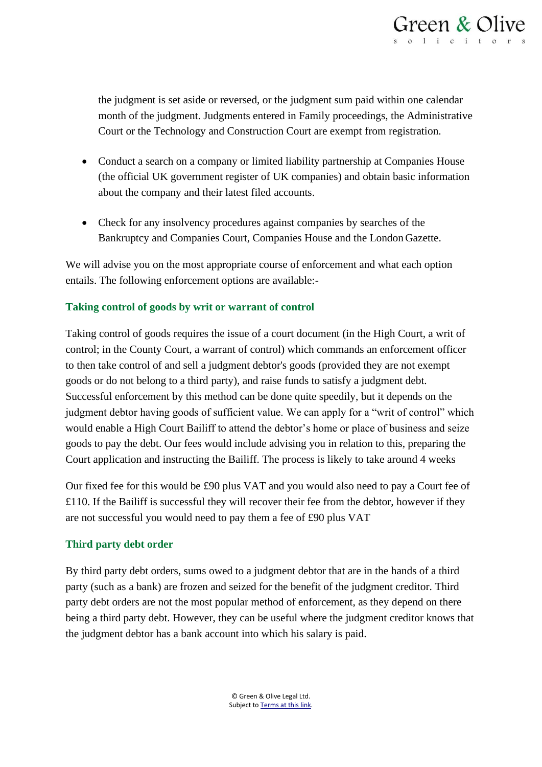the judgment is set aside or reversed, or the judgment sum paid within one calendar month of the judgment. Judgments entered in Family proceedings, the Administrative Court or the Technology and Construction Court are exempt from registration.

- Conduct a search on a company or limited liability partnership at Companies House (the official UK government register of UK companies) and obtain basic information about the company and their latest filed accounts.

- Check for any insolvency procedures against companies by searches of the Bankruptcy and Companies Court, Companies House and the London Gazette.

We will advise you on the most appropriate course of enforcement and what each option entails. The following enforcement options are available:-

### Taking control of goods by writ or warrant of control

Taking control of goods requires the issue of a court document (in the High Court, a writ of control; in the County Court, a warrant of control) which commands an enforcement officer to then take control of and sell a judgment debtor's goods (provided they are not exempt goods or do not belong to a third party), and raise funds to satisfy a judgment debt. Successful enforcement by this method can be done quite speedily, but it depends on the judgment debtor having goods of sufficient value. We can apply for a "writ of control" which would enable a High Court Bailiff to attend the debtor's home or place of business and seize goods to pay the debt. Our fees would include advising you in relation to this, preparing the Court application and instructing the Bailiff. The process is likely to take around 4 weeks

Our fixed fee for this would be £90 plus VAT and you would also need to pay a Court fee of £110. If the Bailiff is successful they will recover their fee from the debtor, however if they are not successful you would need to pay them a fee of £90 plus VAT

### Third party debt order

By third party debt orders, sums owed to a judgment debtor that are in the hands of a third party (such as a bank) are frozen and seized for the benefit of the judgment creditor. Third party debt orders are not the most popular method of enforcement, as they depend on there being a third party debt. However, they can be useful where the judgment creditor knows that the judgment debtor has a bank account into which his salary is paid.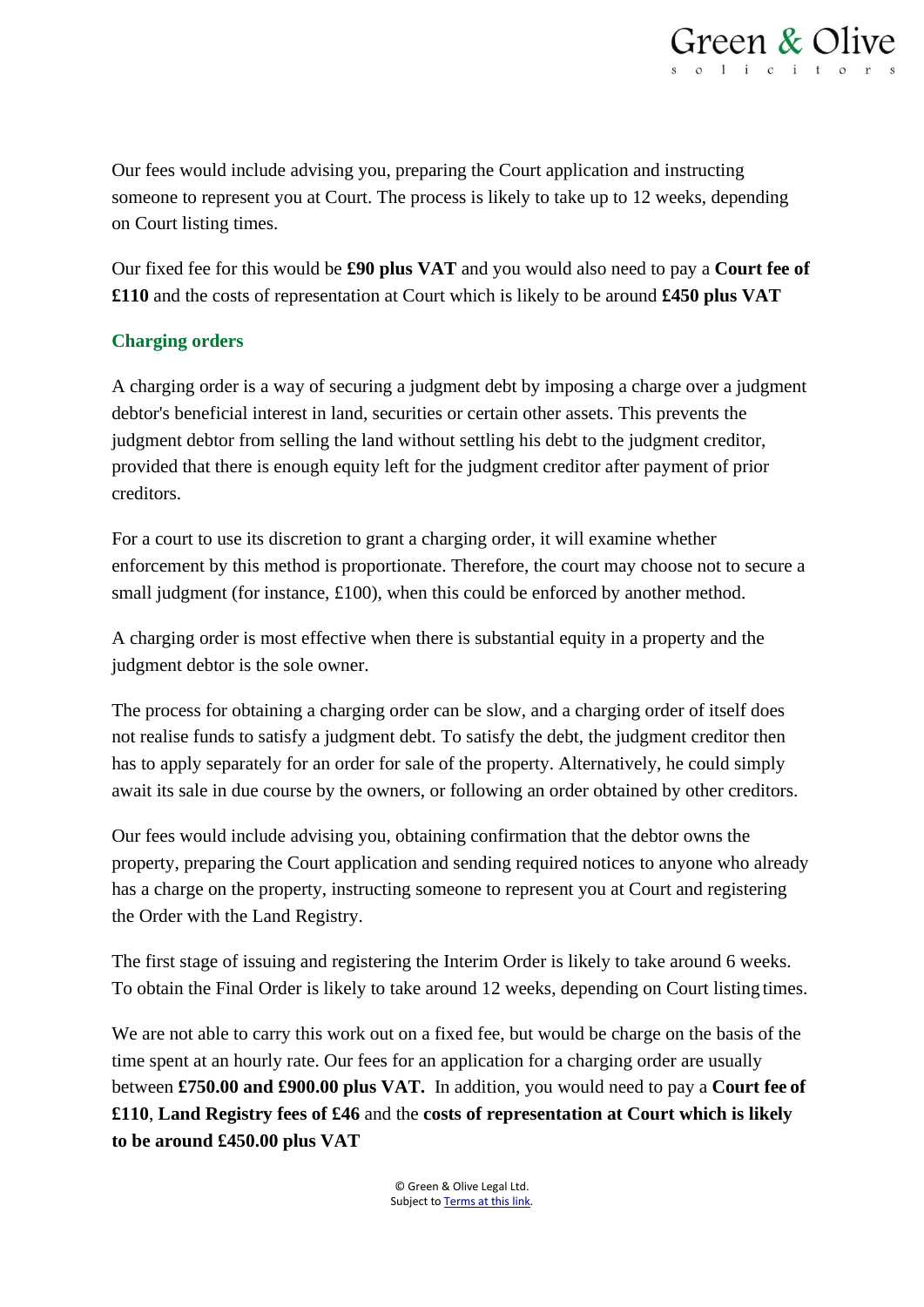Our fees would include advising you, preparing the Court application and instructing someone to represent you at Court. The process is likely to take up to 12 weeks, depending on Court listing times.

Our fixed fee for this would be **£90 plus VAT** and you would also need to pay a **Court fee of £110** and the costs of representation at Court which is likely to be around **£450 plus VAT**

## Charging orders

A charging order is a way of securing a judgment debt by imposing a charge over a judgment debtor's beneficial interest in land, securities or certain other assets. This prevents the judgment debtor from selling the land without settling his debt to the judgment creditor, provided that there is enough equity left for the judgment creditor after payment of prior creditors.

For a court to use its discretion to grant a charging order, it will examine whether enforcement by this method is proportionate. Therefore, the court may choose not to secure a small judgment (for instance, £100), when this could be enforced by another method.

A charging order is most effective when there is substantial equity in a property and the judgment debtor is the sole owner.

The process for obtaining a charging order can be slow, and a charging order of itself does not realise funds to satisfy a judgment debt. To satisfy the debt, the judgment creditor then has to apply separately for an order for sale of the property. Alternatively, he could simply await its sale in due course by the owners, or following an order obtained by other creditors.

Our fees would include advising you, obtaining confirmation that the debtor owns the property, preparing the Court application and sending required notices to anyone who already has a charge on the property, instructing someone to represent you at Court and registering the Order with the Land Registry.

The first stage of issuing and registering the Interim Order is likely to take around 6 weeks. To obtain the Final Order is likely to take around 12 weeks, depending on Court listing times.

We are not able to carry this work out on a fixed fee, but would be charge on the basis of the time spent at an hourly rate. Our fees for an application for a charging order are usually between **£750.00 and £900.00 plus VAT.** In addition, you would need to pay a **Court fee of £110**, **Land Registry fees of £46** and the **costs of representation at Court which is likely to be around £450.00 plus VAT**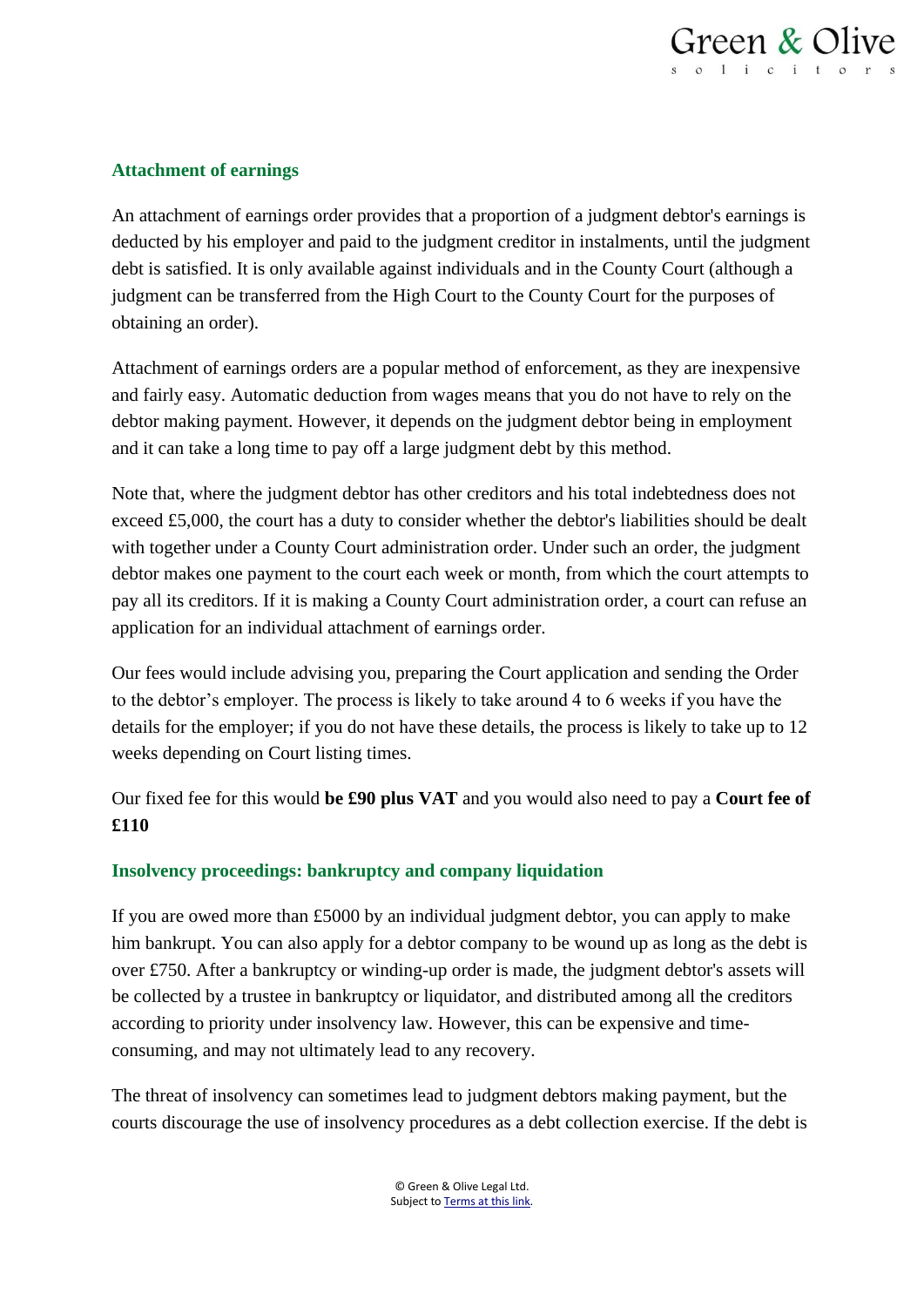## Attachment of earnings

An attachment of earnings order provides that a proportion of a judgment debtor's earnings is deducted by his employer and paid to the judgment creditor in instalments, until the judgment debt is satisfied. It is only available against individuals and in the County Court (although a judgment can be transferred from the High Court to the County Court for the purposes of obtaining an order).

Attachment of earnings orders are a popular method of enforcement, as they are inexpensive and fairly easy. Automatic deduction from wages means that you do not have to rely on the debtor making payment. However, it depends on the judgment debtor being in employment and it can take a long time to pay off a large judgment debt by this method.

Note that, where the judgment debtor has other creditors and his total indebtedness does not exceed £5,000, the court has a duty to consider whether the debtor's liabilities should be dealt with together under a County Court administration order. Under such an order, the judgment debtor makes one payment to the court each week or month, from which the court attempts to pay all its creditors. If it is making a County Court administration order, a court can refuse an application for an individual attachment of earnings order.

Our fees would include advising you, preparing the Court application and sending the Order to the debtor's employer. The process is likely to take around 4 to 6 weeks if you have the details for the employer; if you do not have these details, the process is likely to take up to 12 weeks depending on Court listing times.

Our fixed fee for this would **be £90 plus VAT** and you would also need to pay a **Court fee of £110**

## Insolvency proceedings: bankruptcy and company liquidation

If you are owed more than £5000 by an individual judgment debtor, you can apply to make him bankrupt. You can also apply for a debtor company to be wound up as long as the debt is over £750. After a bankruptcy or winding-up order is made, the judgment debtor's assets will be collected by a trustee in bankruptcy or liquidator, and distributed among all the creditors according to priority under insolvency law. However, this can be expensive and time-consuming, and may not ultimately lead to any recovery.

The threat of insolvency can sometimes lead to judgment debtors making payment, but the courts discourage the use of insolvency procedures as a debt collection exercise. If the debt is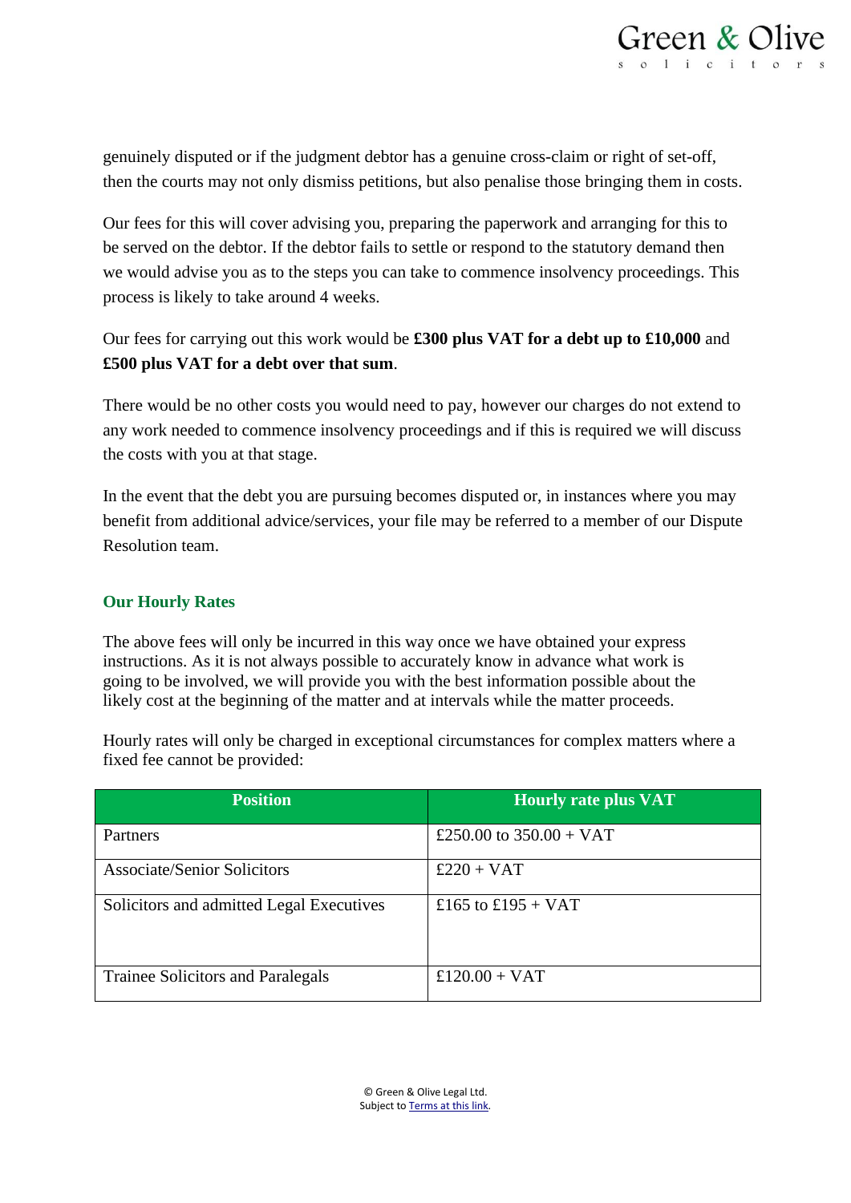genuinely disputed or if the judgment debtor has a genuine cross-claim or right of set-off, then the courts may not only dismiss petitions, but also penalise those bringing them in costs.

Our fees for this will cover advising you, preparing the paperwork and arranging for this to be served on the debtor. If the debtor fails to settle or respond to the statutory demand then we would advise you as to the steps you can take to commence insolvency proceedings. This process is likely to take around 4 weeks.

Our fees for carrying out this work would be **£300 plus VAT for a debt up to £10,000** and **£500 plus VAT for a debt over that sum**.

There would be no other costs you would need to pay, however our charges do not extend to any work needed to commence insolvency proceedings and if this is required we will discuss the costs with you at that stage.

In the event that the debt you are pursuing becomes disputed or, in instances where you may benefit from additional advice/services, your file may be referred to a member of our Dispute Resolution team.

## Our Hourly Rates

The above fees will only be incurred in this way once we have obtained your express instructions. As it is not always possible to accurately know in advance what work is going to be involved, we will provide you with the best information possible about the likely cost at the beginning of the matter and at intervals while the matter proceeds.

Hourly rates will only be charged in exceptional circumstances for complex matters where a fixed fee cannot be provided:

| Position | Hourly rate plus VAT |
|---|---|
| Partners | £250.00 to 350.00 + VAT |
| Associate/Senior Solicitors | £220 + VAT |
| Solicitors and admitted Legal Executives | £165 to £195 + VAT |
| Trainee Solicitors and Paralegals | £120.00 + VAT |